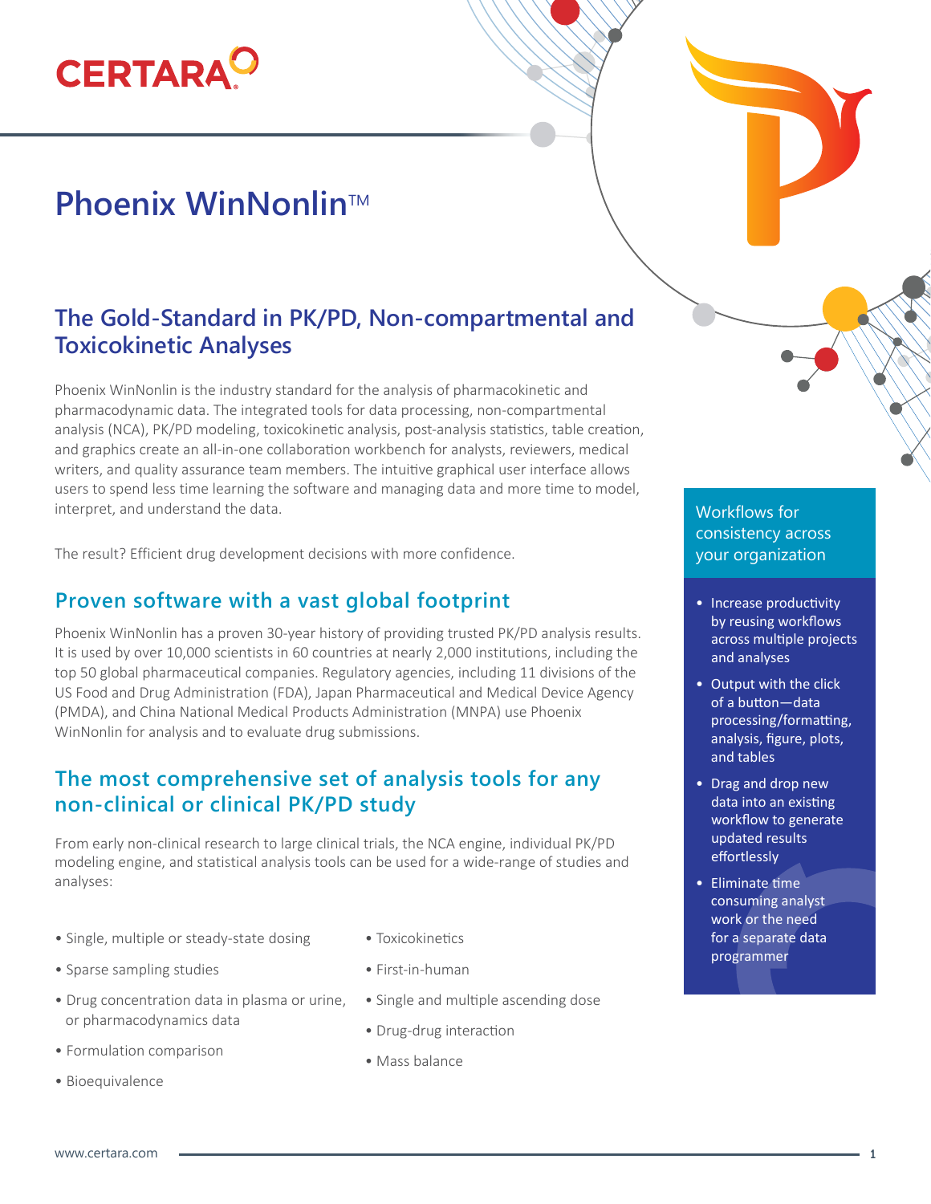# Phoenix WinNonlin™

## The Gold-Standard in PK/PD, Non-compartmental and Toxicokinetic Analyses

Phoenix WinNonlin is the industry standard for the analysis of pharmacokinetic and pharmacodynamic data. The integrated tools for data processing, non-compartmental analysis (NCA), PK/PD modeling, toxicokinetic analysis, post-analysis statistics, table creation, and graphics create an all-in-one collaboration workbench for analysts, reviewers, medical writers, and quality assurance team members. The intuitive graphical user interface allows users to spend less time learning the software and managing data and more time to model, interpret, and understand the data.

The result? Efficient drug development decisions with more confidence.

## Proven software with a vast global footprint

Phoenix WinNonlin has a proven 30-year history of providing trusted PK/PD analysis results. It is used by over 10,000 scientists in 60 countries at nearly 2,000 institutions, including the top 50 global pharmaceutical companies. Regulatory agencies, including 11 divisions of the US Food and Drug Administration (FDA), Japan Pharmaceutical and Medical Device Agency (PMDA), and China National Medical Products Administration (MNPA) use Phoenix WinNonlin for analysis and to evaluate drug submissions.

## The most comprehensive set of analysis tools for any non-clinical or clinical PK/PD study

From early non-clinical research to large clinical trials, the NCA engine, individual PK/PD modeling engine, and statistical analysis tools can be used for a wide-range of studies and analyses:

- Single, multiple or steady-state dosing
- Sparse sampling studies
- Drug concentration data in plasma or urine, or pharmacodynamics data
- Formulation comparison
- Bioequivalence
- Toxicokinetics
- First-in-human
- Single and multiple ascending dose
- Drug-drug interaction
- Mass balance

### Workflows for consistency across your organization

- Increase productivity by reusing workflows across multiple projects and analyses
- Output with the click of a button—data processing/formatting, analysis, figure, plots, and tables
- Drag and drop new data into an existing workflow to generate updated results effortlessly
- Eliminate time consuming analyst work or the need for a separate data programmer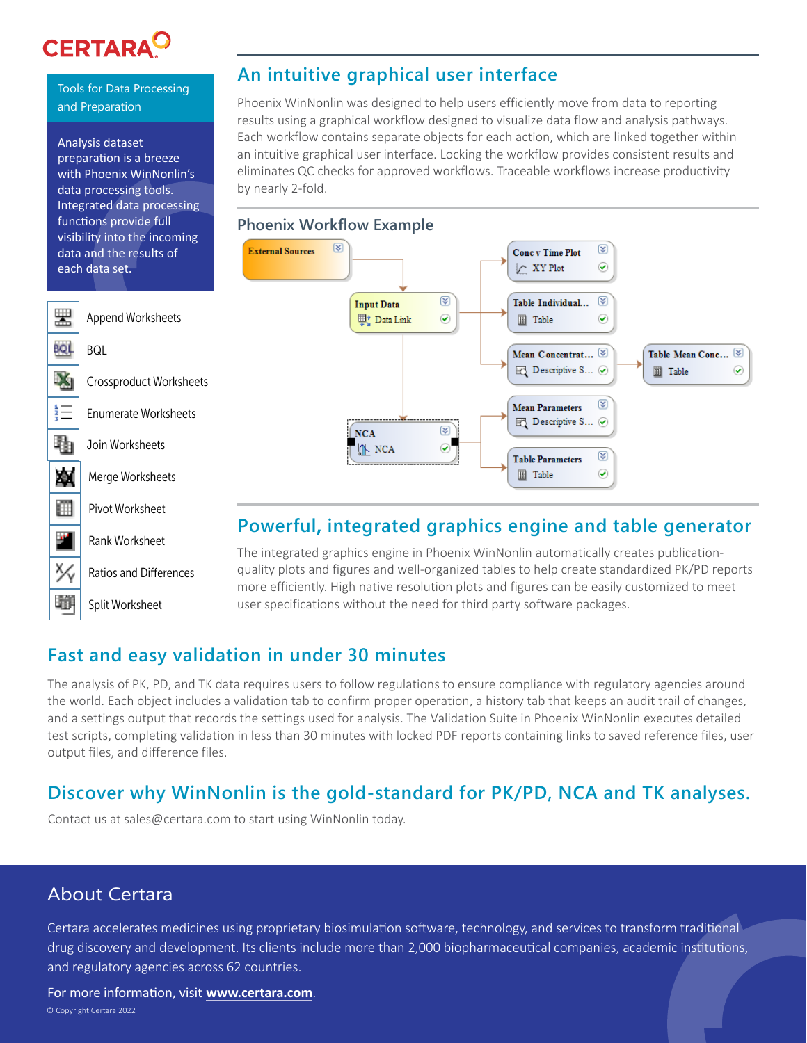CERTARA

## Tools for Data Processing and Preparation

Analysis dataset preparation is a breeze with Phoenix WinNonlin's data processing tools. Integrated data processing functions provide full visibility into the incoming data and the results of each data set.

- Append Worksheets
- BQL
- Crossproduct Worksheets
- Enumerate Worksheets
- Join Worksheets
- Merge Worksheets
- Pivot Worksheet
- Rank Worksheet
- Ratios and Differences
- Split Worksheet

## An intuitive graphical user interface

Phoenix WinNonlin was designed to help users efficiently move from data to reporting results using a graphical workflow designed to visualize data flow and analysis pathways. Each workflow contains separate objects for each action, which are linked together within an intuitive graphical user interface. Locking the workflow provides consistent results and eliminates QC checks for approved workflows. Traceable workflows increase productivity by nearly 2-fold.

### Phoenix Workflow Example

External Sources
Input Data
Data Link
Conc v Time Plot
XY Plot
Table Individual...
Table
Mean Concentrat...
Descriptive S...
Table Mean Conc...
Table
Mean Parameters
Descriptive S...
NCA
NCA
Table Parameters
Table

## Powerful, integrated graphics engine and table generator

The integrated graphics engine in Phoenix WinNonlin automatically creates publication-quality plots and figures and well-organized tables to help create standardized PK/PD reports more efficiently. High native resolution plots and figures can be easily customized to meet user specifications without the need for third party software packages.

## Fast and easy validation in under 30 minutes

The analysis of PK, PD, and TK data requires users to follow regulations to ensure compliance with regulatory agencies around the world. Each object includes a validation tab to confirm proper operation, a history tab that keeps an audit trail of changes, and a settings output that records the settings used for analysis. The Validation Suite in Phoenix WinNonlin executes detailed test scripts, completing validation in less than 30 minutes with locked PDF reports containing links to saved reference files, user output files, and difference files.

## Discover why WinNonlin is the gold-standard for PK/PD, NCA and TK analyses.

Contact us at sales@certara.com to start using WinNonlin today.

## About Certara

Certara accelerates medicines using proprietary biosimulation software, technology, and services to transform traditional drug discovery and development. Its clients include more than 2,000 biopharmaceutical companies, academic institutions, and regulatory agencies across 62 countries.

For more information, visit **www.certara.com**.

© Copyright Certara 2022